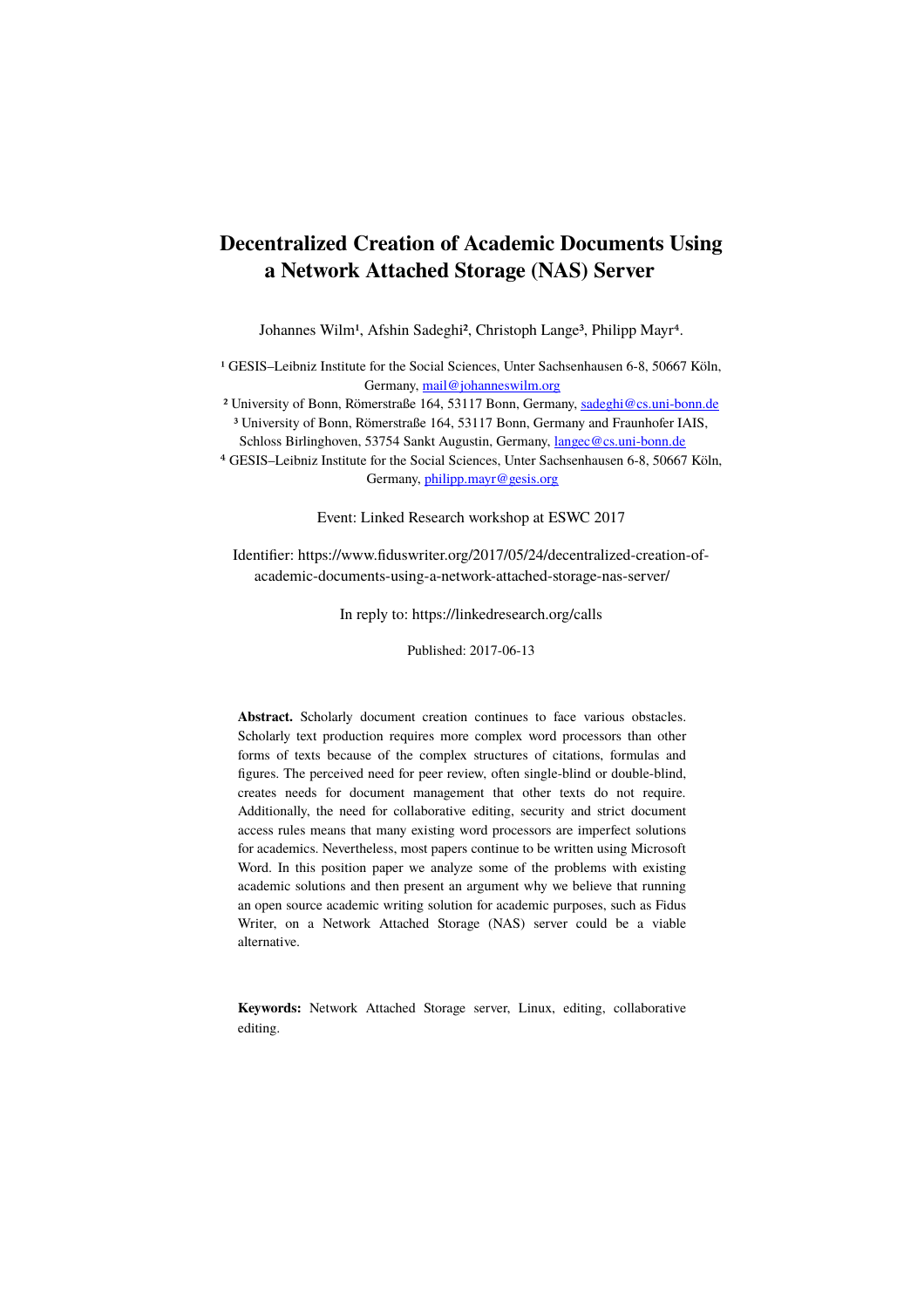# Decentralized Creation of Academic Documents Using a Network Attached Storage (NAS) Server

Johannes Wilm[1], Afshin Sadeghi[2], Christoph Lange[3], Philipp Mayr[4].

[1] GESIS–Leibniz Institute for the Social Sciences, Unter Sachsenhausen 6-8, 50667 Köln, Germany, mail@johanneswilm.org

[2] University of Bonn, Römerstraße 164, 53117 Bonn, Germany, sadeghi@cs.uni-bonn.de

[3] University of Bonn, Römerstraße 164, 53117 Bonn, Germany and Fraunhofer IAIS, Schloss Birlinghoven, 53754 Sankt Augustin, Germany, langec@cs.uni-bonn.de

[4] GESIS–Leibniz Institute for the Social Sciences, Unter Sachsenhausen 6-8, 50667 Köln, Germany, philipp.mayr@gesis.org

Event: Linked Research workshop at ESWC 2017

Identifier: https://www.fiduswriter.org/2017/05/24/decentralized-creation-of-academic-documents-using-a-network-attached-storage-nas-server/

In reply to: https://linkedresearch.org/calls

Published: 2017-06-13

**Abstract.** Scholarly document creation continues to face various obstacles. Scholarly text production requires more complex word processors than other forms of texts because of the complex structures of citations, formulas and figures. The perceived need for peer review, often single-blind or double-blind, creates needs for document management that other texts do not require. Additionally, the need for collaborative editing, security and strict document access rules means that many existing word processors are imperfect solutions for academics. Nevertheless, most papers continue to be written using Microsoft Word. In this position paper we analyze some of the problems with existing academic solutions and then present an argument why we believe that running an open source academic writing solution for academic purposes, such as Fidus Writer, on a Network Attached Storage (NAS) server could be a viable alternative.

**Keywords:** Network Attached Storage server, Linux, editing, collaborative editing.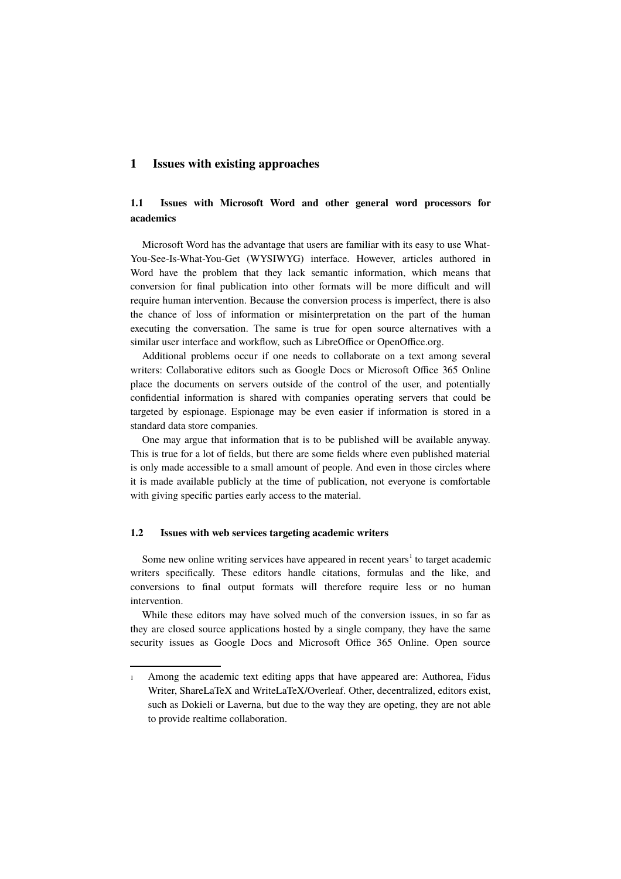# 1 Issues with existing approaches

## 1.1 Issues with Microsoft Word and other general word processors for academics

Microsoft Word has the advantage that users are familiar with its easy to use What-You-See-Is-What-You-Get (WYSIWYG) interface. However, articles authored in Word have the problem that they lack semantic information, which means that conversion for final publication into other formats will be more difficult and will require human intervention. Because the conversion process is imperfect, there is also the chance of loss of information or misinterpretation on the part of the human executing the conversation. The same is true for open source alternatives with a similar user interface and workflow, such as LibreOffice or OpenOffice.org.

Additional problems occur if one needs to collaborate on a text among several writers: Collaborative editors such as Google Docs or Microsoft Office 365 Online place the documents on servers outside of the control of the user, and potentially confidential information is shared with companies operating servers that could be targeted by espionage. Espionage may be even easier if information is stored in a standard data store companies.

One may argue that information that is to be published will be available anyway. This is true for a lot of fields, but there are some fields where even published material is only made accessible to a small amount of people. And even in those circles where it is made available publicly at the time of publication, not everyone is comfortable with giving specific parties early access to the material.

## 1.2 Issues with web services targeting academic writers

Some new online writing services have appeared in recent years[1] to target academic writers specifically. These editors handle citations, formulas and the like, and conversions to final output formats will therefore require less or no human intervention.

While these editors may have solved much of the conversion issues, in so far as they are closed source applications hosted by a single company, they have the same security issues as Google Docs and Microsoft Office 365 Online. Open source

---

[1] Among the academic text editing apps that have appeared are: Authorea, Fidus Writer, ShareLaTeX and WriteLaTeX/Overleaf. Other, decentralized, editors exist, such as Dokieli or Laverna, but due to the way they are opeting, they are not able to provide realtime collaboration.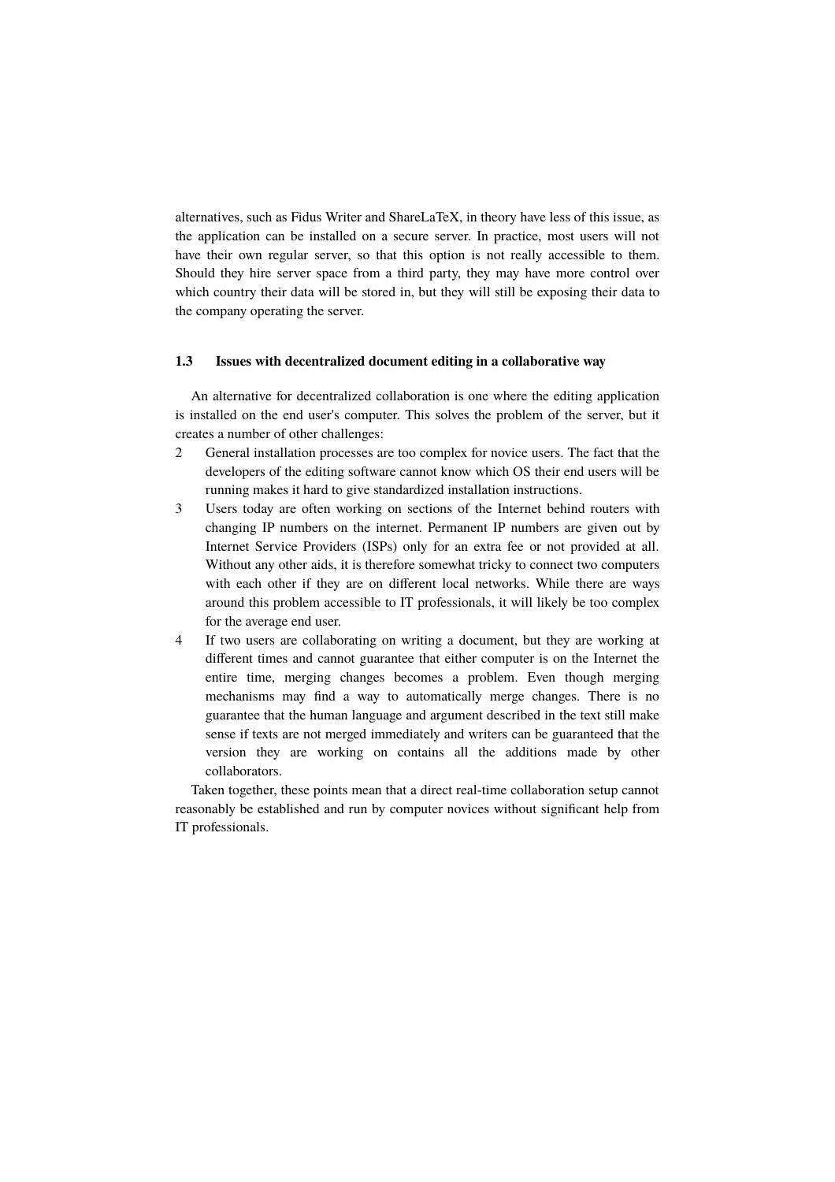alternatives, such as Fidus Writer and ShareLaTeX, in theory have less of this issue, as the application can be installed on a secure server. In practice, most users will not have their own regular server, so that this option is not really accessible to them. Should they hire server space from a third party, they may have more control over which country their data will be stored in, but they will still be exposing their data to the company operating the server.

### 1.3 Issues with decentralized document editing in a collaborative way

An alternative for decentralized collaboration is one where the editing application is installed on the end user's computer. This solves the problem of the server, but it creates a number of other challenges:

2 General installation processes are too complex for novice users. The fact that the developers of the editing software cannot know which OS their end users will be running makes it hard to give standardized installation instructions.

3 Users today are often working on sections of the Internet behind routers with changing IP numbers on the internet. Permanent IP numbers are given out by Internet Service Providers (ISPs) only for an extra fee or not provided at all. Without any other aids, it is therefore somewhat tricky to connect two computers with each other if they are on different local networks. While there are ways around this problem accessible to IT professionals, it will likely be too complex for the average end user.

4 If two users are collaborating on writing a document, but they are working at different times and cannot guarantee that either computer is on the Internet the entire time, merging changes becomes a problem. Even though merging mechanisms may find a way to automatically merge changes. There is no guarantee that the human language and argument described in the text still make sense if texts are not merged immediately and writers can be guaranteed that the version they are working on contains all the additions made by other collaborators.

Taken together, these points mean that a direct real-time collaboration setup cannot reasonably be established and run by computer novices without significant help from IT professionals.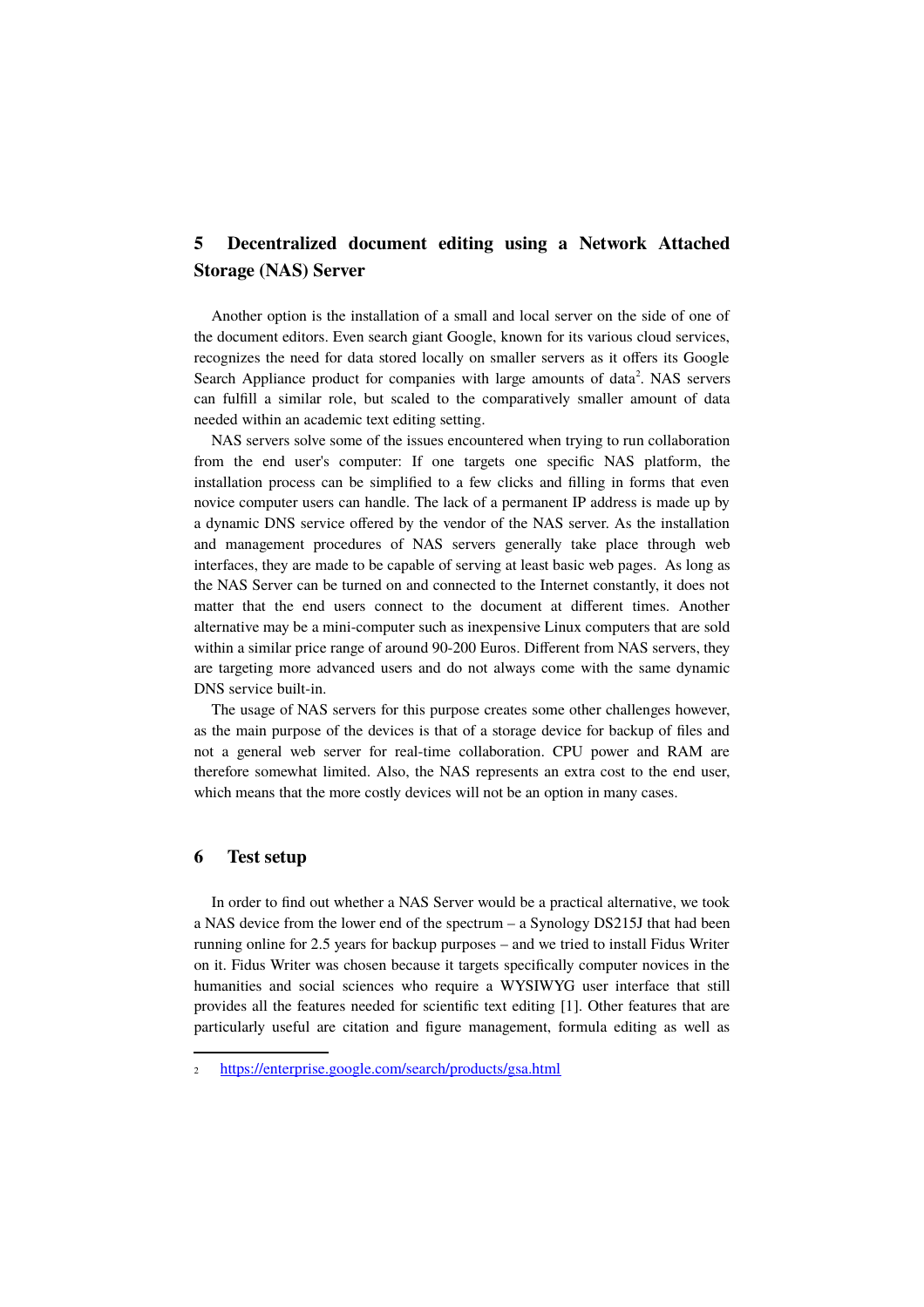## 5 Decentralized document editing using a Network Attached Storage (NAS) Server

Another option is the installation of a small and local server on the side of one of the document editors. Even search giant Google, known for its various cloud services, recognizes the need for data stored locally on smaller servers as it offers its Google Search Appliance product for companies with large amounts of data[2]. NAS servers can fulfill a similar role, but scaled to the comparatively smaller amount of data needed within an academic text editing setting.

NAS servers solve some of the issues encountered when trying to run collaboration from the end user's computer: If one targets one specific NAS platform, the installation process can be simplified to a few clicks and filling in forms that even novice computer users can handle. The lack of a permanent IP address is made up by a dynamic DNS service offered by the vendor of the NAS server. As the installation and management procedures of NAS servers generally take place through web interfaces, they are made to be capable of serving at least basic web pages. As long as the NAS Server can be turned on and connected to the Internet constantly, it does not matter that the end users connect to the document at different times. Another alternative may be a mini-computer such as inexpensive Linux computers that are sold within a similar price range of around 90-200 Euros. Different from NAS servers, they are targeting more advanced users and do not always come with the same dynamic DNS service built-in.

The usage of NAS servers for this purpose creates some other challenges however, as the main purpose of the devices is that of a storage device for backup of files and not a general web server for real-time collaboration. CPU power and RAM are therefore somewhat limited. Also, the NAS represents an extra cost to the end user, which means that the more costly devices will not be an option in many cases.

## 6 Test setup

In order to find out whether a NAS Server would be a practical alternative, we took a NAS device from the lower end of the spectrum – a Synology DS215J that had been running online for 2.5 years for backup purposes – and we tried to install Fidus Writer on it. Fidus Writer was chosen because it targets specifically computer novices in the humanities and social sciences who require a WYSIWYG user interface that still provides all the features needed for scientific text editing [1]. Other features that are particularly useful are citation and figure management, formula editing as well as

---

2 https://enterprise.google.com/search/products/gsa.html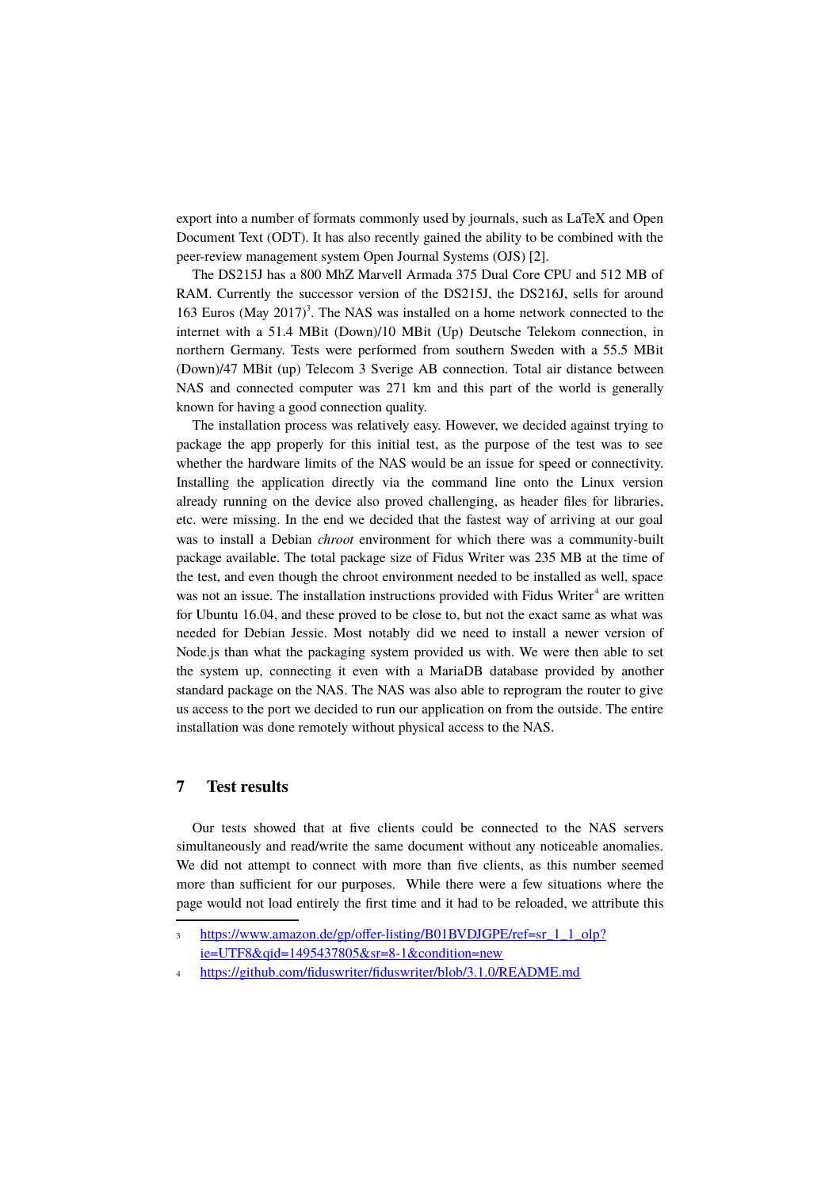export into a number of formats commonly used by journals, such as LaTeX and Open Document Text (ODT). It has also recently gained the ability to be combined with the peer-review management system Open Journal Systems (OJS) [2].

The DS215J has a 800 MhZ Marvell Armada 375 Dual Core CPU and 512 MB of RAM. Currently the successor version of the DS215J, the DS216J, sells for around 163 Euros (May 2017)[3]. The NAS was installed on a home network connected to the internet with a 51.4 MBit (Down)/10 MBit (Up) Deutsche Telekom connection, in northern Germany. Tests were performed from southern Sweden with a 55.5 MBit (Down)/47 MBit (up) Telecom 3 Sverige AB connection. Total air distance between NAS and connected computer was 271 km and this part of the world is generally known for having a good connection quality.

The installation process was relatively easy. However, we decided against trying to package the app properly for this initial test, as the purpose of the test was to see whether the hardware limits of the NAS would be an issue for speed or connectivity. Installing the application directly via the command line onto the Linux version already running on the device also proved challenging, as header files for libraries, etc. were missing. In the end we decided that the fastest way of arriving at our goal was to install a Debian *chroot* environment for which there was a community-built package available. The total package size of Fidus Writer was 235 MB at the time of the test, and even though the chroot environment needed to be installed as well, space was not an issue. The installation instructions provided with Fidus Writer[4] are written for Ubuntu 16.04, and these proved to be close to, but not the exact same as what was needed for Debian Jessie. Most notably did we need to install a newer version of Node.js than what the packaging system provided us with. We were then able to set the system up, connecting it even with a MariaDB database provided by another standard package on the NAS. The NAS was also able to reprogram the router to give us access to the port we decided to run our application on from the outside. The entire installation was done remotely without physical access to the NAS.

## 7 Test results

Our tests showed that at five clients could be connected to the NAS servers simultaneously and read/write the same document without any noticeable anomalies. We did not attempt to connect with more than five clients, as this number seemed more than sufficient for our purposes. While there were a few situations where the page would not load entirely the first time and it had to be reloaded, we attribute this

---

3 https://www.amazon.de/gp/offer-listing/B01BVDJGPE/ref=sr_1_1_olp?ie=UTF8&qid=1495437805&sr=8-1&condition=new

4 https://github.com/fiduswriter/fiduswriter/blob/3.1.0/README.md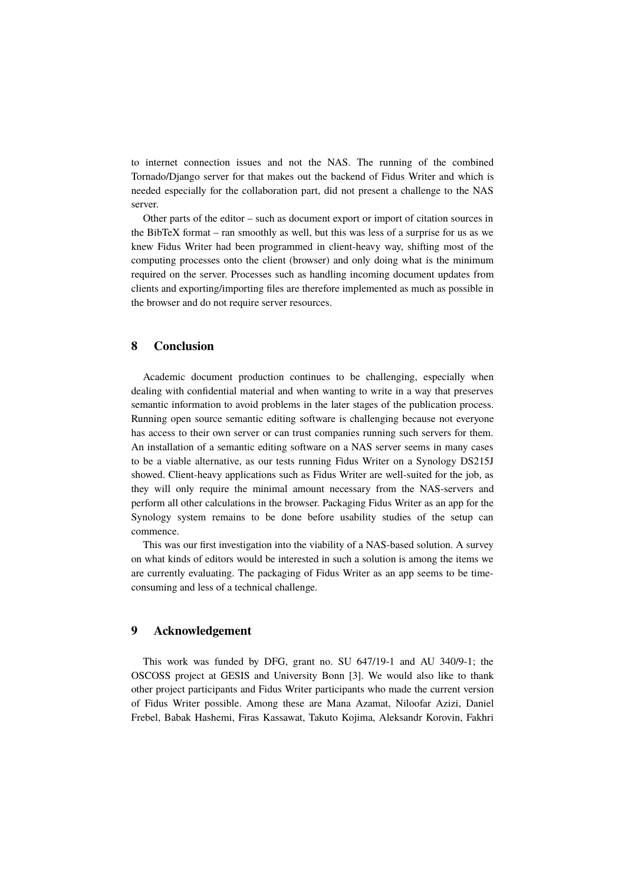to internet connection issues and not the NAS. The running of the combined Tornado/Django server for that makes out the backend of Fidus Writer and which is needed especially for the collaboration part, did not present a challenge to the NAS server.

Other parts of the editor – such as document export or import of citation sources in the BibTeX format – ran smoothly as well, but this was less of a surprise for us as we knew Fidus Writer had been programmed in client-heavy way, shifting most of the computing processes onto the client (browser) and only doing what is the minimum required on the server. Processes such as handling incoming document updates from clients and exporting/importing files are therefore implemented as much as possible in the browser and do not require server resources.

## 8 Conclusion

Academic document production continues to be challenging, especially when dealing with confidential material and when wanting to write in a way that preserves semantic information to avoid problems in the later stages of the publication process. Running open source semantic editing software is challenging because not everyone has access to their own server or can trust companies running such servers for them. An installation of a semantic editing software on a NAS server seems in many cases to be a viable alternative, as our tests running Fidus Writer on a Synology DS215J showed. Client-heavy applications such as Fidus Writer are well-suited for the job, as they will only require the minimal amount necessary from the NAS-servers and perform all other calculations in the browser. Packaging Fidus Writer as an app for the Synology system remains to be done before usability studies of the setup can commence.

This was our first investigation into the viability of a NAS-based solution. A survey on what kinds of editors would be interested in such a solution is among the items we are currently evaluating. The packaging of Fidus Writer as an app seems to be time-consuming and less of a technical challenge.

## 9 Acknowledgement

This work was funded by DFG, grant no. SU 647/19-1 and AU 340/9-1; the OSCOSS project at GESIS and University Bonn [3]. We would also like to thank other project participants and Fidus Writer participants who made the current version of Fidus Writer possible. Among these are Mana Azamat, Niloofar Azizi, Daniel Frebel, Babak Hashemi, Firas Kassawat, Takuto Kojima, Aleksandr Korovin, Fakhri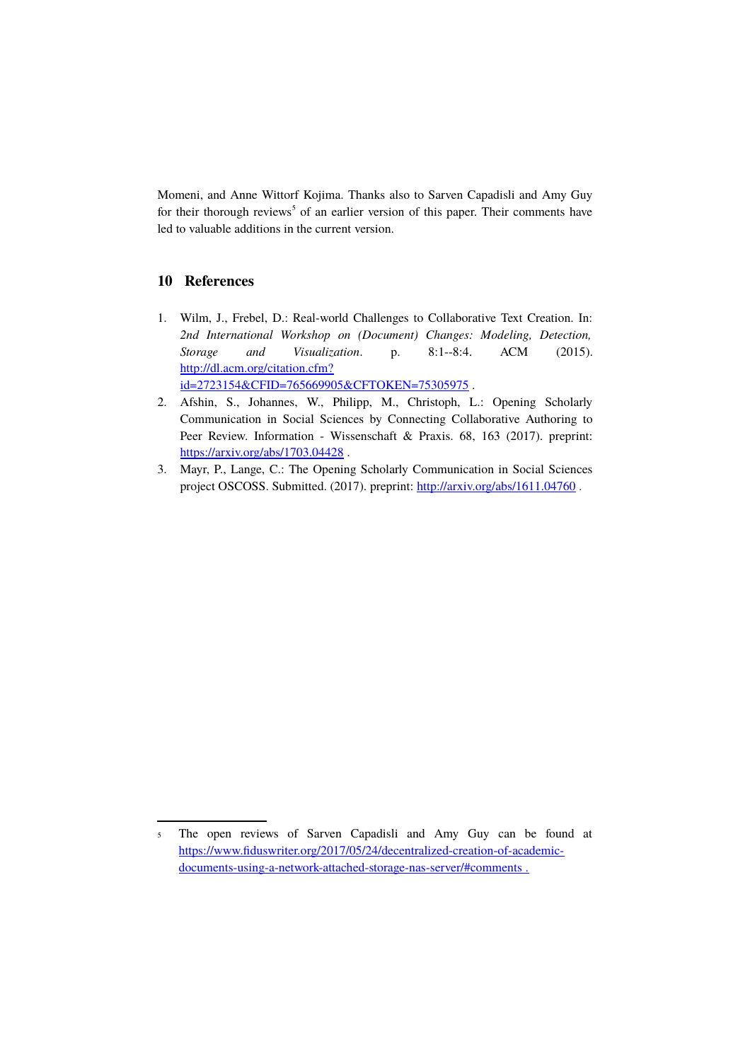Momeni, and Anne Wittorf Kojima. Thanks also to Sarven Capadisli and Amy Guy for their thorough reviews[5] of an earlier version of this paper. Their comments have led to valuable additions in the current version.

## 10 References

1. Wilm, J., Frebel, D.: Real-world Challenges to Collaborative Text Creation. In: *2nd International Workshop on (Document) Changes: Modeling, Detection, Storage and Visualization*. p. 8:1--8:4. ACM (2015). http://dl.acm.org/citation.cfm?id=2723154&CFID=765669905&CFTOKEN=75305975 .
2. Afshin, S., Johannes, W., Philipp, M., Christoph, L.: Opening Scholarly Communication in Social Sciences by Connecting Collaborative Authoring to Peer Review. Information - Wissenschaft & Praxis. 68, 163 (2017). preprint: https://arxiv.org/abs/1703.04428 .
3. Mayr, P., Lange, C.: The Opening Scholarly Communication in Social Sciences project OSCOSS. Submitted. (2017). preprint: http://arxiv.org/abs/1611.04760 .

[5] The open reviews of Sarven Capadisli and Amy Guy can be found at https://www.fiduswriter.org/2017/05/24/decentralized-creation-of-academic-documents-using-a-network-attached-storage-nas-server/#comments .